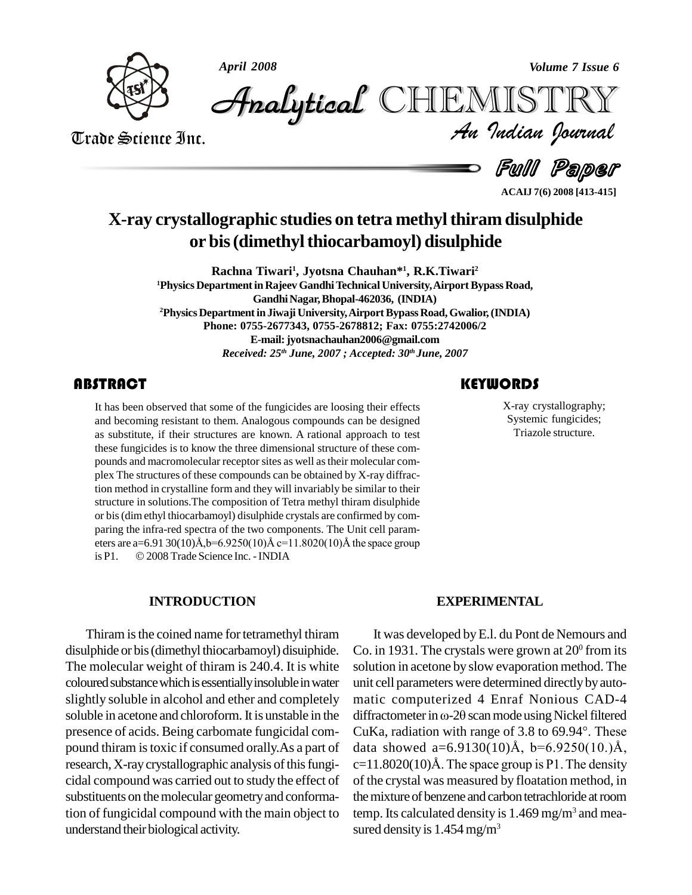# X-ray crystallographic studies on tetra methyl thiram disulphide or bis (dimethyl thiocarbamoyl) disulphide

**Rachna Tiwari[1], Jyotsna Chauhan*[1], R.K.Tiwari[2]**

[1]Physics Department in Rajeev Gandhi Technical University, Airport Bypass Road, Gandhi Nagar, Bhopal-462036, (INDIA)

[2]Physics Department in Jiwaji University, Airport Bypass Road, Gwalior, (INDIA)

Phone: 0755-2677343, 0755-2678812; Fax: 0755:2742006/2

E-mail: jyotsnachauhan2006@gmail.com

*Received: 25th June, 2007 ; Accepted: 30th June, 2007*

## ABSTRACT

It has been observed that some of the fungicides are loosing their effects and becoming resistant to them. Analogous compounds can be designed as substitute, if their structures are known. A rational approach to test these fungicides is to know the three dimensional structure of these compounds and macromolecular receptor sites as well as their molecular complex The structures of these compounds can be obtained by X-ray diffraction method in crystalline form and they will invariably be similar to their structure in solutions.The composition of Tetra methyl thiram disulphide or bis (dim ethyl thiocarbamoyl) disulphide crystals are confirmed by comparing the infra-red spectra of the two components. The Unit cell parameters are a=6.91 30(10)Å,b=6.9250(10)Å c=11.8020(10)Å the space group is P1. © 2008 Trade Science Inc. - INDIA

## KEYWORDS

X-ray crystallography;
Systemic fungicides;
Triazole structure.

## INTRODUCTION

Thiram is the coined name for tetramethyl thiram disulphide or bis (dimethyl thiocarbamoyl) disuiphide. The molecular weight of thiram is 240.4. It is white coloured substance which is essentially insoluble in water slightly soluble in alcohol and ether and completely soluble in acetone and chloroform. It is unstable in the presence of acids. Being carbomate fungicidal compound thiram is toxic if consumed orally.As a part of research, X-ray crystallographic analysis of this fungicidal compound was carried out to study the effect of substituents on the molecular geometry and conformation of fungicidal compound with the main object to understand their biological activity.

## EXPERIMENTAL

It was developed by E.l. du Pont de Nemours and Co. in 1931. The crystals were grown at $20^0$ from its solution in acetone by slow evaporation method. The unit cell parameters were determined directly by automatic computerized 4 Enraf Nonious CAD-4 diffractometer in $\omega$-$2\theta$ scan mode using Nickel filtered CuKa, radiation with range of 3.8 to 69.94°. These data showed a=6.9130(10)Å, b=6.9250(10.)Å, c=11.8020(10)Å. The space group is P1. The density of the crystal was measured by floatation method, in the mixture of benzene and carbon tetrachloride at room temp. Its calculated density is 1.469 $mg/m^3$ and measured density is 1.454 $mg/m^3$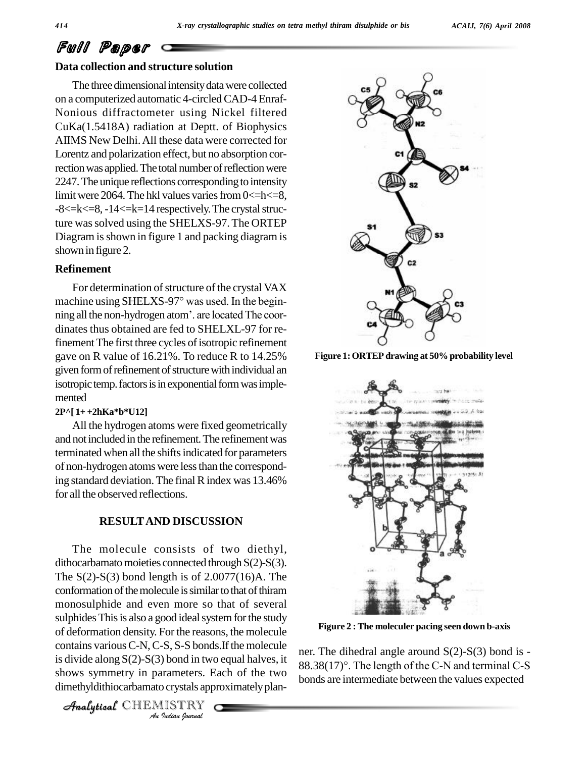## Data collection and structure solution

The three dimensional intensity data were collected on a computerized automatic 4-circled CAD-4 Enraf-Nonious diffractometer using Nickel filtered CuKa(1.5418A) radiation at Deptt. of Biophysics AIIMS New Delhi. All these data were corrected for Lorentz and polarization effect, but no absorption correction was applied. The total number of reflection were 2247. The unique reflections corresponding to intensity limit were 2064. The hkl values varies from 0<=h<=8, -8<=k<=8, -14<=k=14 respectively. The crystal structure was solved using the SHELXS-97. The ORTEP Diagram is shown in figure 1 and packing diagram is shown in figure 2.

## Refinement

For determination of structure of the crystal VAX machine using SHELXS-97° was used. In the beginning all the non-hydrogen atom'. are located The coordinates thus obtained are fed to SHELXL-97 for refinement The first three cycles of isotropic refinement gave on R value of 16.21%. To reduce R to 14.25% given form of refinement of structure with individual an isotropic temp. factors is in exponential form was implemented

**2P^[ 1+ +2hKa*b*U12]**

All the hydrogen atoms were fixed geometrically and not included in the refinement. The refinement was terminated when all the shifts indicated for parameters of non-hydrogen atoms were less than the corresponding standard deviation. The final R index was 13.46% for all the observed reflections.

Figure 1: ORTEP drawing at 50% probability level

Figure 2 : The moleculer pacing seen down b-axis

## RESULT AND DISCUSSION

The molecule consists of two diethyl, dithocarbamato moieties connected through S(2)-S(3). The S(2)-S(3) bond length is of 2.0077(16)A. The conformation of the molecule is similar to that of thiram monosulphide and even more so that of several sulphides This is also a good ideal system for the study of deformation density. For the reasons, the molecule contains various C-N, C-S, S-S bonds.If the molecule is divide along S(2)-S(3) bond in two equal halves, it shows symmetry in parameters. Each of the two dimethyldithiocarbamato crystals approximately planner. The dihedral angle around S(2)-S(3) bond is -88.38(17)°. The length of the C-N and terminal C-S bonds are intermediate between the values expected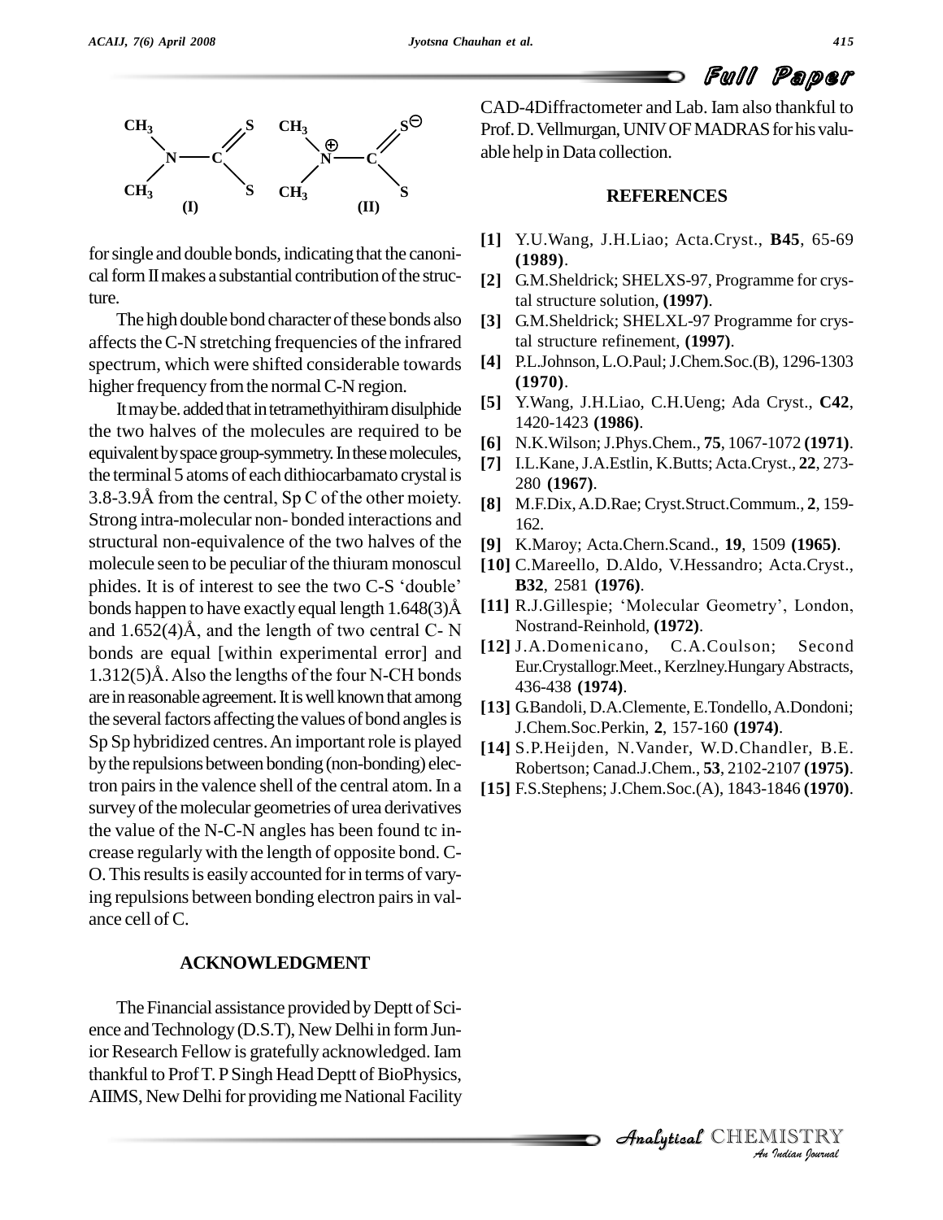$CH_3$ $CH_3$ N—C(=S)—S (I)   $CH_3$ $CH_3$ $N^{\oplus}$=C(—$S^{\ominus}$)—S (II)

for single and double bonds, indicating that the canonical form II makes a substantial contribution of the structure.

The high double bond character of these bonds also affects the C-N stretching frequencies of the infrared spectrum, which were shifted considerable towards higher frequency from the normal C-N region.

It may be. added that in tetramethyithiram disulphide the two halves of the molecules are required to be equivalent by space group-symmetry. In these molecules, the terminal 5 atoms of each dithiocarbamato crystal is 3.8-3.9Å from the central, Sp C of the other moiety. Strong intra-molecular non- bonded interactions and structural non-equivalence of the two halves of the molecule seen to be peculiar of the thiuram monoscul phides. It is of interest to see the two C-S 'double' bonds happen to have exactly equal length 1.648(3)Å and 1.652(4)Å, and the length of two central C- N bonds are equal [within experimental error] and 1.312(5)Å. Also the lengths of the four N-CH bonds are in reasonable agreement. It is well known that among the several factors affecting the values of bond angles is Sp Sp hybridized centres. An important role is played by the repulsions between bonding (non-bonding) electron pairs in the valence shell of the central atom. In a survey of the molecular geometries of urea derivatives the value of the N-C-N angles has been found tc increase regularly with the length of opposite bond. C-O. This results is easily accounted for in terms of varying repulsions between bonding electron pairs in valance cell of C.

## ACKNOWLEDGMENT

The Financial assistance provided by Deptt of Science and Technology (D.S.T), New Delhi in form Junior Research Fellow is gratefully acknowledged. Iam thankful to Prof T. P Singh Head Deptt of BioPhysics, AIIMS, New Delhi for providing me National Facility CAD-4Diffractometer and Lab. Iam also thankful to Prof. D. Vellmurgan, UNIV OF MADRAS for his valuable help in Data collection.

## REFERENCES

**[1]** Y.U.Wang, J.H.Liao; Acta.Cryst., **B45**, 65-69 **(1989)**.

**[2]** G.M.Sheldrick; SHELXS-97, Programme for crystal structure solution, **(1997)**.

**[3]** G.M.Sheldrick; SHELXL-97 Programme for crystal structure refinement, **(1997)**.

**[4]** P.L.Johnson, L.O.Paul; J.Chem.Soc.(B), 1296-1303 **(1970)**.

**[5]** Y.Wang, J.H.Liao, C.H.Ueng; Ada Cryst., **C42**, 1420-1423 **(1986)**.

**[6]** N.K.Wilson; J.Phys.Chem., **75**, 1067-1072 **(1971)**.

**[7]** I.L.Kane, J.A.Estlin, K.Butts; Acta.Cryst., **22**, 273-280 **(1967)**.

**[8]** M.F.Dix, A.D.Rae; Cryst.Struct.Commum., **2**, 159-162.

**[9]** K.Maroy; Acta.Chern.Scand., **19**, 1509 **(1965)**.

**[10]** C.Mareello, D.Aldo, V.Hessandro; Acta.Cryst., **B32**, 2581 **(1976)**.

**[11]** R.J.Gillespie; 'Molecular Geometry', London, Nostrand-Reinhold, **(1972)**.

**[12]** J.A.Domenicano, C.A.Coulson; Second Eur.Crystallogr.Meet., Kerzlney.Hungary Abstracts, 436-438 **(1974)**.

**[13]** G.Bandoli, D.A.Clemente, E.Tondello, A.Dondoni; J.Chem.Soc.Perkin, **2**, 157-160 **(1974)**.

**[14]** S.P.Heijden, N.Vander, W.D.Chandler, B.E. Robertson; Canad.J.Chem., **53**, 2102-2107 **(1975)**.

**[15]** F.S.Stephens; J.Chem.Soc.(A), 1843-1846 **(1970)**.